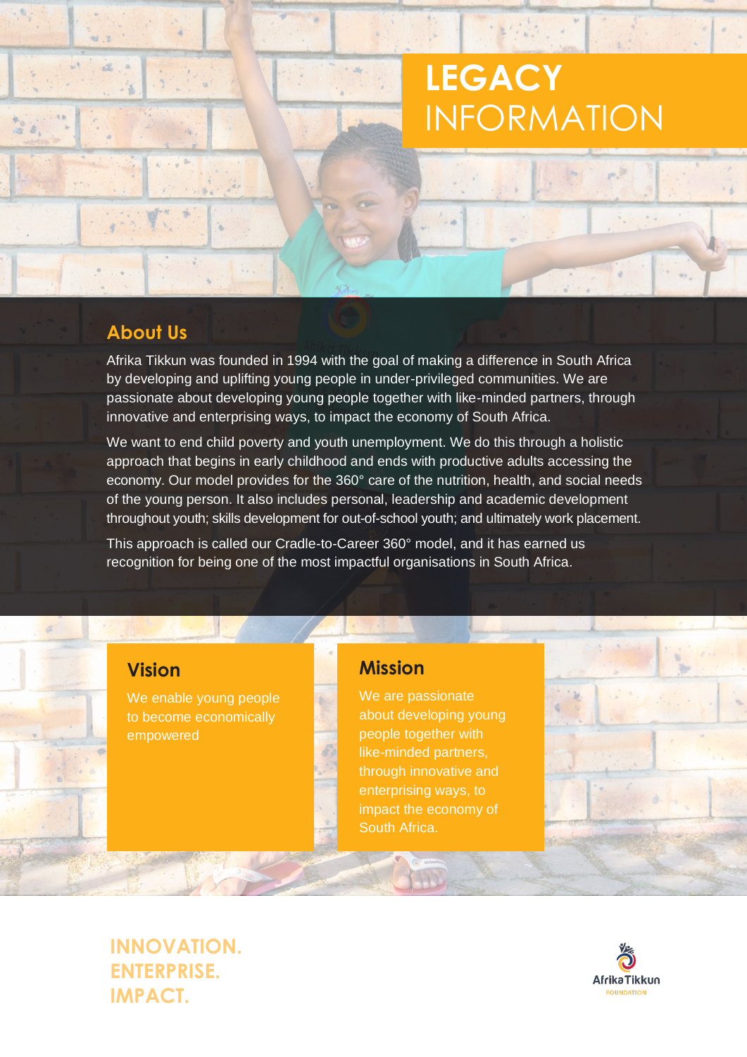# LEGACY INFORMATION

## About Us

Afrika Tikkun was founded in 1994 with the goal of making a difference in South Africa by developing and uplifting young people in under-privileged communities. We are passionate about developing young people together with like-minded partners, through innovative and enterprising ways, to impact the economy of South Africa.

We want to end child poverty and youth unemployment. We do this through a holistic approach that begins in early childhood and ends with productive adults accessing the economy. Our model provides for the 360° care of the nutrition, health, and social needs of the young person. It also includes personal, leadership and academic development throughout youth; skills development for out-of-school youth; and ultimately work placement.

This approach is called our Cradle-to-Career 360° model, and it has earned us recognition for being one of the most impactful organisations in South Africa.

## Vision

We enable young people to become economically empowered

## Mission

We are passionate about developing young people together with like-minded partners, through innovative and enterprising ways, to impact the economy of South Africa.

**INNOVATION. ENTERPRISE. IMPACT.**

Afrika Tikkun FOUNDATION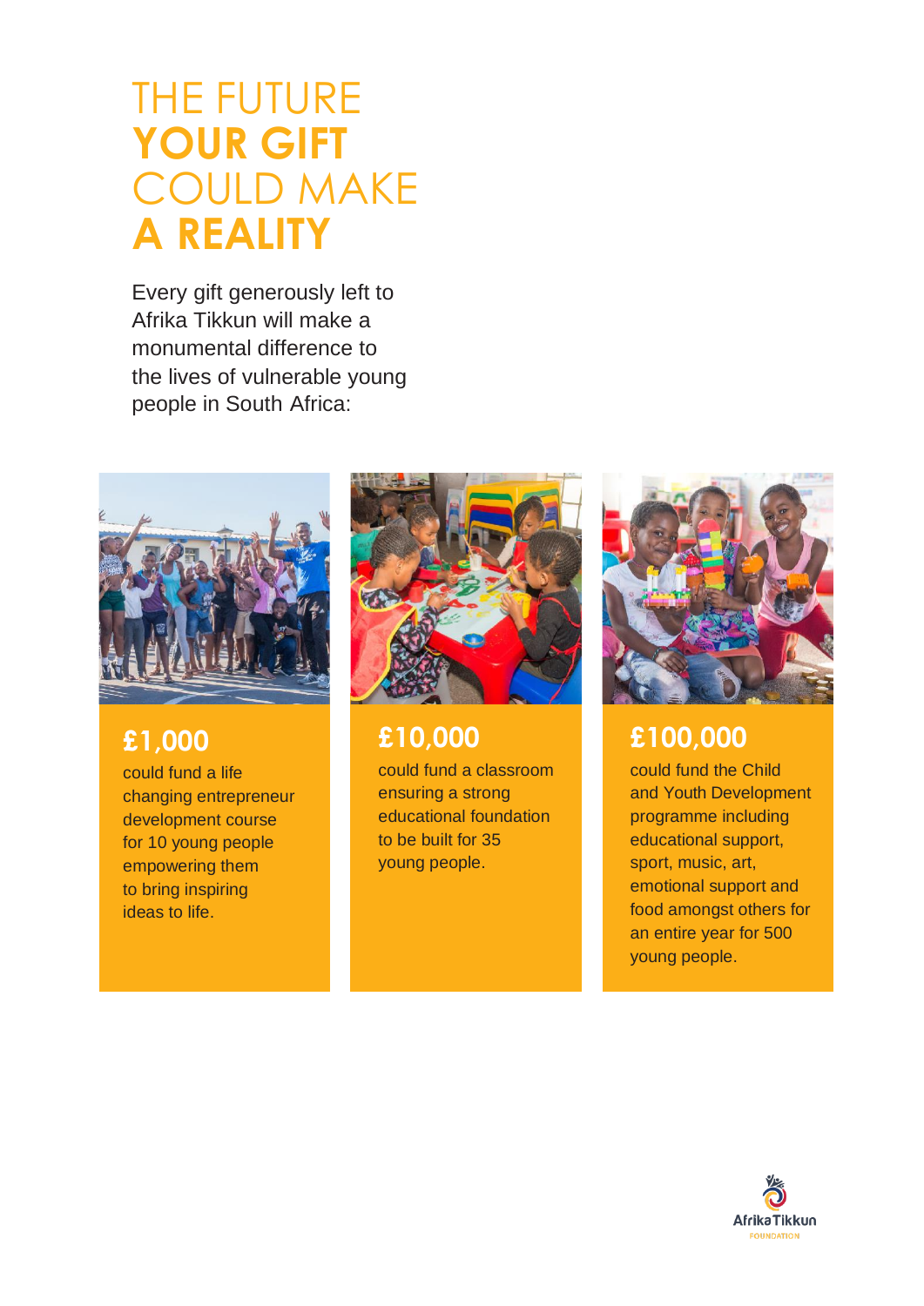# THE FUTURE **YOUR GIFT** COULD MAKE **A REALITY**

Every gift generously left to Afrika Tikkun will make a monumental difference to the lives of vulnerable young people in South Africa:

## £1,000

could fund a life changing entrepreneur development course for 10 young people empowering them to bring inspiring ideas to life.

## £10,000

could fund a classroom ensuring a strong educational foundation to be built for 35 young people.

## £100,000

could fund the Child and Youth Development programme including educational support, sport, music, art, emotional support and food amongst others for an entire year for 500 young people.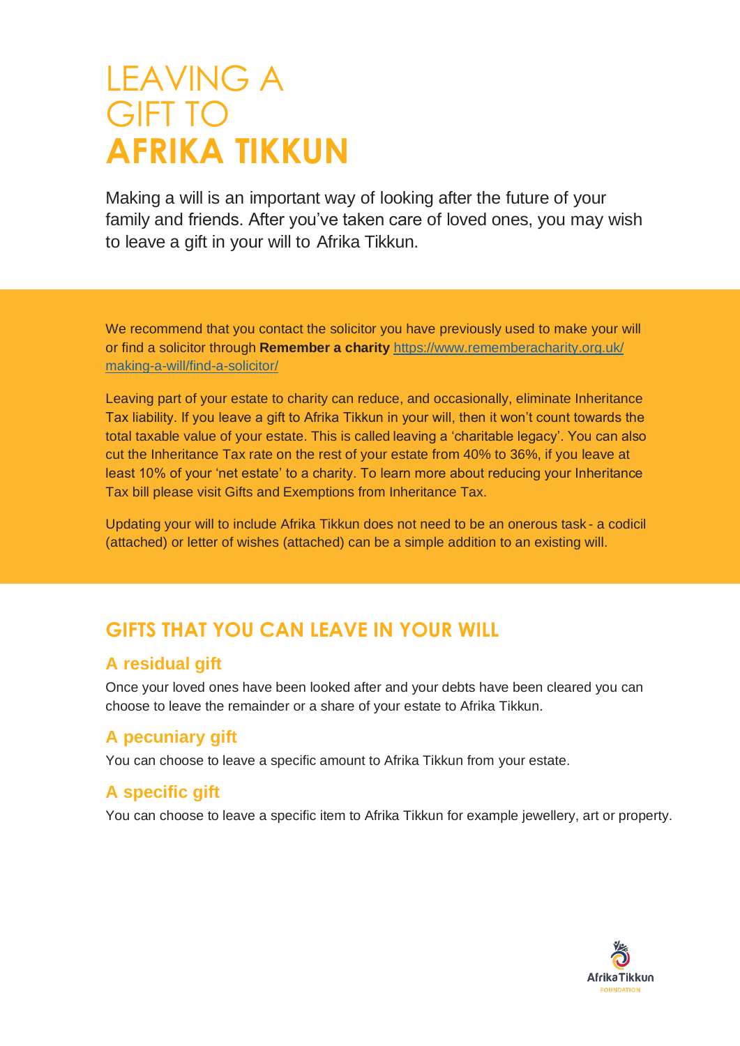# LEAVING A GIFT TO **AFRIKA TIKKUN**

Making a will is an important way of looking after the future of your family and friends. After you've taken care of loved ones, you may wish to leave a gift in your will to Afrika Tikkun.

We recommend that you contact the solicitor you have previously used to make your will or find a solicitor through **Remember a charity** [https://www.remembercharity.org.uk/making-a-will/find-a-solicitor/](https://www.remembercharity.org.uk/making-a-will/find-a-solicitor/)

Leaving part of your estate to charity can reduce, and occasionally, eliminate Inheritance Tax liability. If you leave a gift to Afrika Tikkun in your will, then it won't count towards the total taxable value of your estate. This is called leaving a 'charitable legacy'. You can also cut the Inheritance Tax rate on the rest of your estate from 40% to 36%, if you leave at least 10% of your 'net estate' to a charity. To learn more about reducing your Inheritance Tax bill please visit Gifts and Exemptions from Inheritance Tax.

Updating your will to include Afrika Tikkun does not need to be an onerous task - a codicil (attached) or letter of wishes (attached) can be a simple addition to an existing will.

## GIFTS THAT YOU CAN LEAVE IN YOUR WILL

### A residual gift

Once your loved ones have been looked after and your debts have been cleared you can choose to leave the remainder or a share of your estate to Afrika Tikkun.

### A pecuniary gift

You can choose to leave a specific amount to Afrika Tikkun from your estate.

### A specific gift

You can choose to leave a specific item to Afrika Tikkun for example jewellery, art or property.

AfrikaTikkun FOUNDATION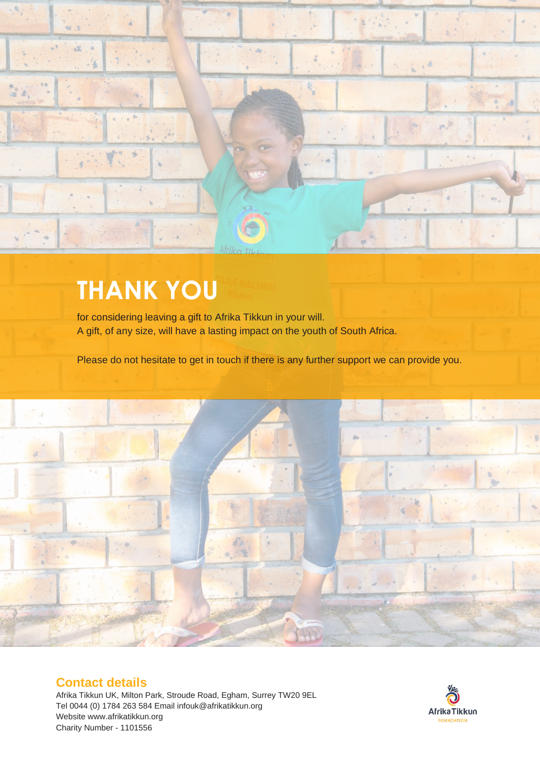# THANK YOU

for considering leaving a gift to Afrika Tikkun in your will.
A gift, of any size, will have a lasting impact on the youth of South Africa.

Please do not hesitate to get in touch if there is any further support we can provide you.

## Contact details

Afrika Tikkun UK, Milton Park, Stroude Road, Egham, Surrey TW20 9EL
Tel 0044 (0) 1784 263 584 Email infouk@afrikatikkun.org
Website www.afrikatikkun.org
Charity Number - 1101556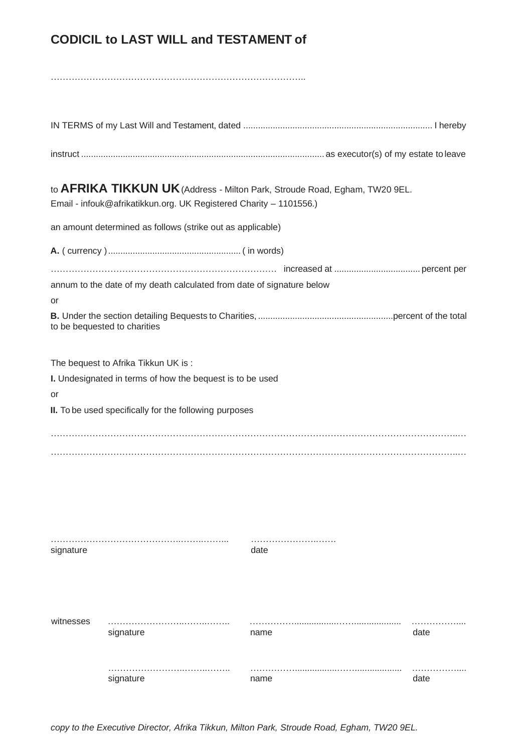# CODICIL to LAST WILL and TESTAMENT of

…………………………………………………………………………..

IN TERMS of my Last Will and Testament, dated ............................................................................ I hereby

instruct ................................................................................................. as executor(s) of my estate to leave

to **AFRIKA TIKKUN UK** (Address - Milton Park, Stroude Road, Egham, TW20 9EL. Email - infouk@afrikatikkun.org. UK Registered Charity – 1101556.)

an amount determined as follows (strike out as applicable)

**A.** ( currency ) ...................................................... ( in words)

………………………………………………………………… increased at ................................... percent per annum to the date of my death calculated from date of signature below

or

**B.** Under the section detailing Bequests to Charities, ......................................................percent of the total to be bequested to charities

The bequest to Afrika Tikkun UK is :

**I.** Undesignated in terms of how the bequest is to be used

or

**II.** To be used specifically for the following purposes

……………………………………………………………………………………………………………………..…

……………………………………………………………………………………………………………………..…

……………………………………..……..……..  ………………….…….
signature  date

| witnesses | …………………….……..…….. | ……………................……................... | ……………..... |
|---|---|---|---|
| | signature | name | date |
| | …………………….……..…….. | ……………................……................... | ……………..... |
| | signature | name | date |

*copy to the Executive Director, Afrika Tikkun, Milton Park, Stroude Road, Egham, TW20 9EL.*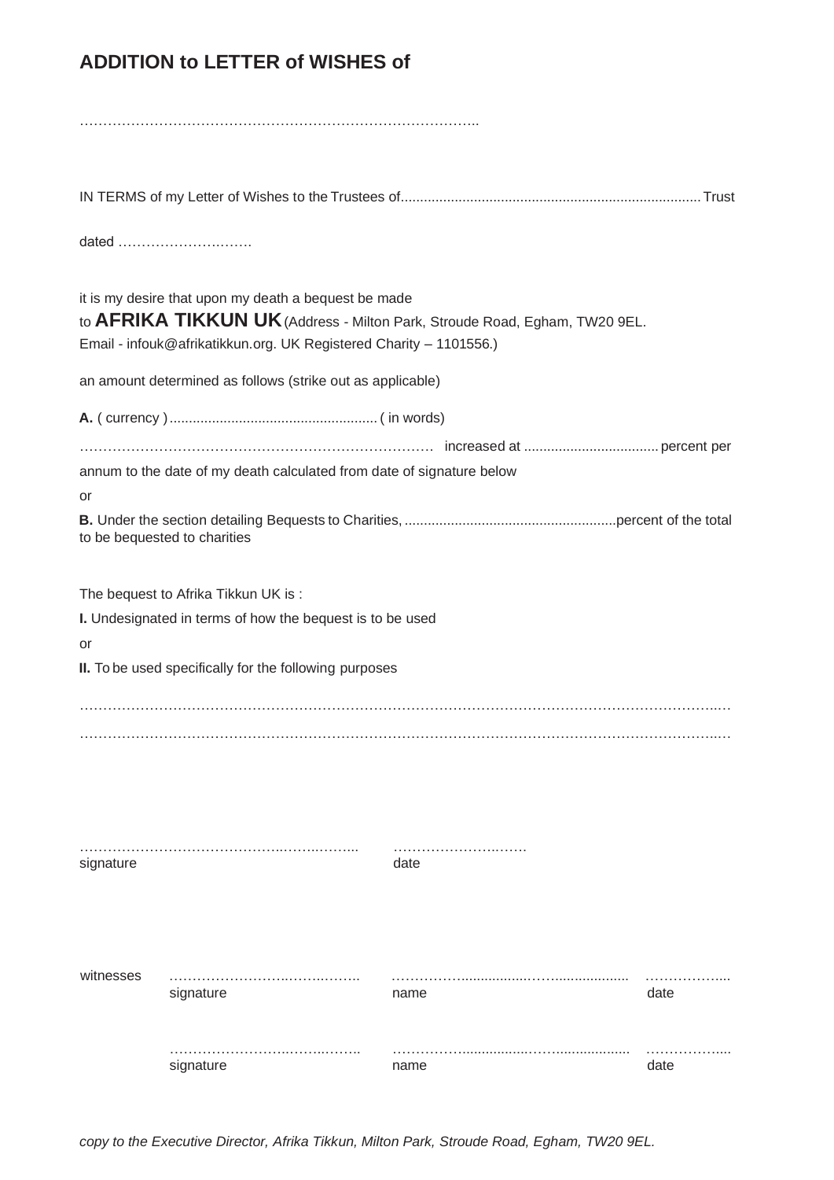## ADDITION to LETTER of WISHES of

…………………………………………………………………………..

IN TERMS of my Letter of Wishes to the Trustees of............................................................................. Trust

dated ………………….…….

it is my desire that upon my death a bequest be made
to **AFRIKA TIKKUN UK** (Address - Milton Park, Stroude Road, Egham, TW20 9EL.
Email - infouk@afrikatikkun.org. UK Registered Charity – 1101556.)

an amount determined as follows (strike out as applicable)

**A.** ( currency ) ..................................................... ( in words)

………………………………………………………………… increased at .................................. percent per annum to the date of my death calculated from date of signature below

or

**B.** Under the section detailing Bequests to Charities, .......................................................percent of the total to be bequested to charities

The bequest to Afrika Tikkun UK is :

**I.** Undesignated in terms of how the bequest is to be used

or

**II.** To be used specifically for the following purposes

……………………………………………………………………………………………………………………..…

……………………………………………………………………………………………………………………..…

…………………………………….……..……..     ……………………..…….
signature     date

witnesses

| | | |
|---|---|---|
| ……………………..……..…….. | ……………...............……................... | ……………..... |
| signature | name | date |
| ……………………..……..…….. | ……………...............……................... | ……………..... |
| signature | name | date |

*copy to the Executive Director, Afrika Tikkun, Milton Park, Stroude Road, Egham, TW20 9EL.*